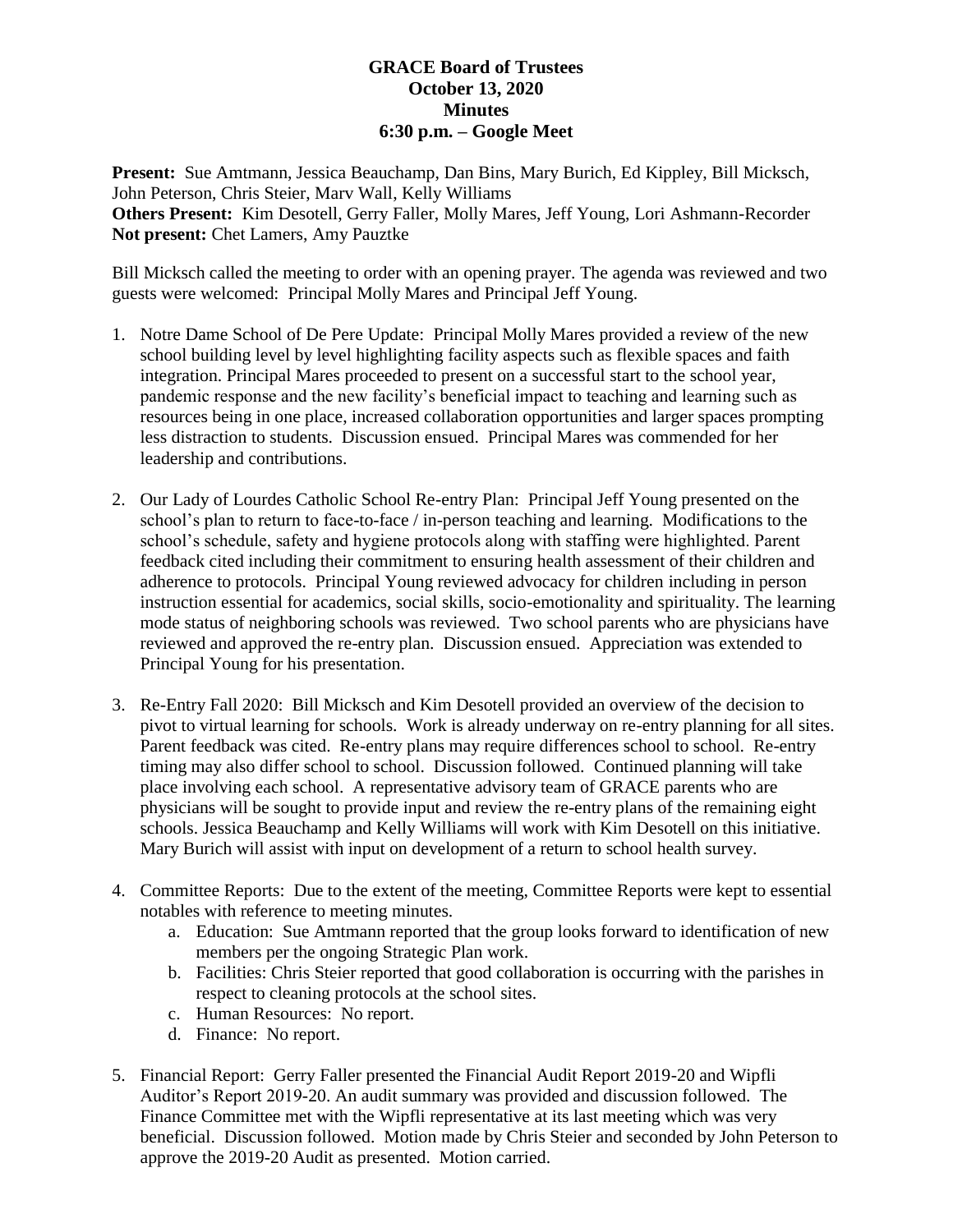# GRACE Board of Trustees
## October 13, 2020
## Minutes
## 6:30 p.m. – Google Meet

**Present:** Sue Amtmann, Jessica Beauchamp, Dan Bins, Mary Burich, Ed Kippley, Bill Micksch, John Peterson, Chris Steier, Marv Wall, Kelly Williams
**Others Present:** Kim Desotell, Gerry Faller, Molly Mares, Jeff Young, Lori Ashmann-Recorder
**Not present:** Chet Lamers, Amy Pauztke

Bill Micksch called the meeting to order with an opening prayer. The agenda was reviewed and two guests were welcomed: Principal Molly Mares and Principal Jeff Young.

1. Notre Dame School of De Pere Update: Principal Molly Mares provided a review of the new school building level by level highlighting facility aspects such as flexible spaces and faith integration. Principal Mares proceeded to present on a successful start to the school year, pandemic response and the new facility's beneficial impact to teaching and learning such as resources being in one place, increased collaboration opportunities and larger spaces prompting less distraction to students. Discussion ensued. Principal Mares was commended for her leadership and contributions.

2. Our Lady of Lourdes Catholic School Re-entry Plan: Principal Jeff Young presented on the school's plan to return to face-to-face / in-person teaching and learning. Modifications to the school's schedule, safety and hygiene protocols along with staffing were highlighted. Parent feedback cited including their commitment to ensuring health assessment of their children and adherence to protocols. Principal Young reviewed advocacy for children including in person instruction essential for academics, social skills, socio-emotionality and spirituality. The learning mode status of neighboring schools was reviewed. Two school parents who are physicians have reviewed and approved the re-entry plan. Discussion ensued. Appreciation was extended to Principal Young for his presentation.

3. Re-Entry Fall 2020: Bill Micksch and Kim Desotell provided an overview of the decision to pivot to virtual learning for schools. Work is already underway on re-entry planning for all sites. Parent feedback was cited. Re-entry plans may require differences school to school. Re-entry timing may also differ school to school. Discussion followed. Continued planning will take place involving each school. A representative advisory team of GRACE parents who are physicians will be sought to provide input and review the re-entry plans of the remaining eight schools. Jessica Beauchamp and Kelly Williams will work with Kim Desotell on this initiative. Mary Burich will assist with input on development of a return to school health survey.

4. Committee Reports: Due to the extent of the meeting, Committee Reports were kept to essential notables with reference to meeting minutes.
   a. Education: Sue Amtmann reported that the group looks forward to identification of new members per the ongoing Strategic Plan work.
   b. Facilities: Chris Steier reported that good collaboration is occurring with the parishes in respect to cleaning protocols at the school sites.
   c. Human Resources: No report.
   d. Finance: No report.

5. Financial Report: Gerry Faller presented the Financial Audit Report 2019-20 and Wipfli Auditor's Report 2019-20. An audit summary was provided and discussion followed. The Finance Committee met with the Wipfli representative at its last meeting which was very beneficial. Discussion followed. Motion made by Chris Steier and seconded by John Peterson to approve the 2019-20 Audit as presented. Motion carried.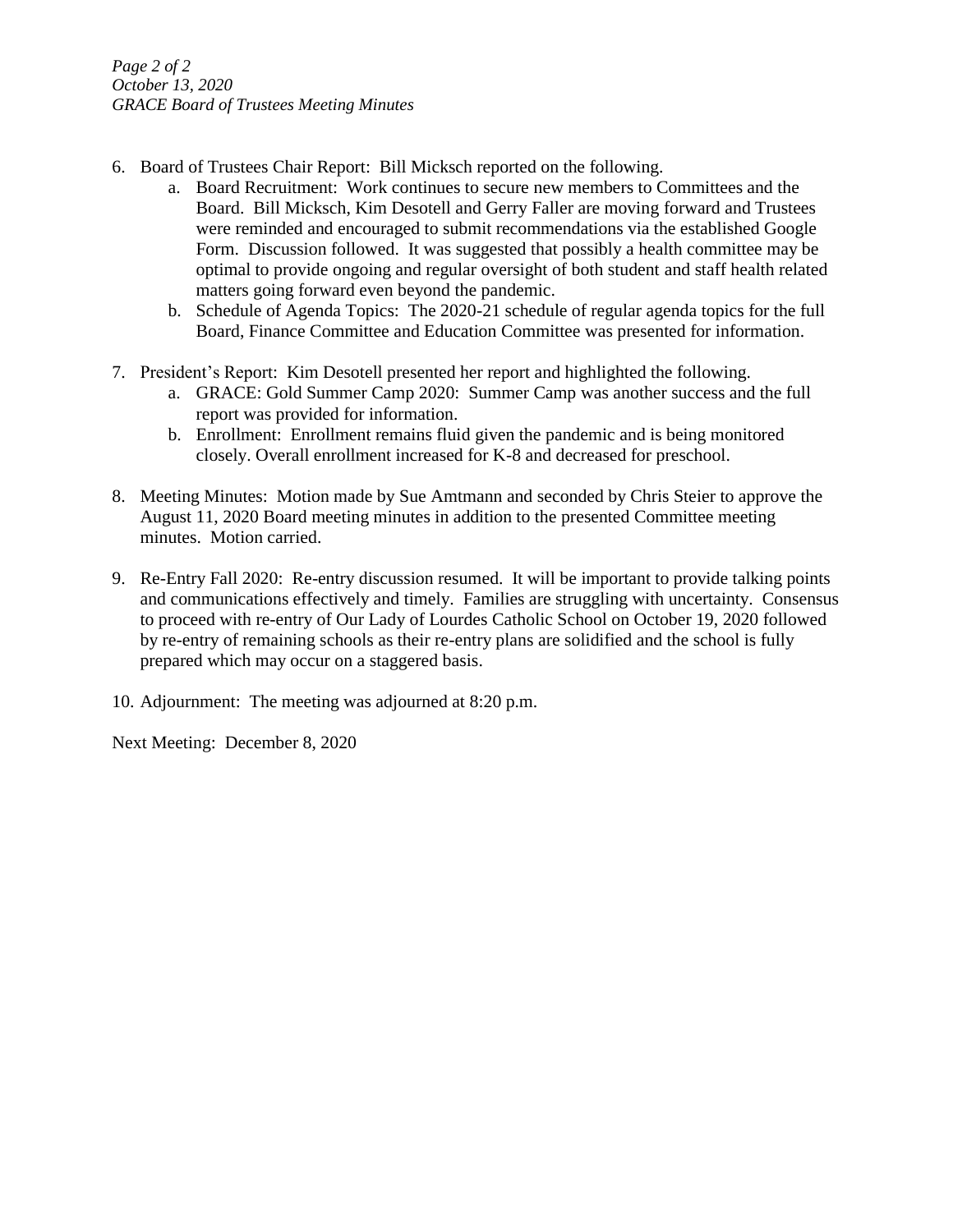6. Board of Trustees Chair Report: Bill Micksch reported on the following.
    a. Board Recruitment: Work continues to secure new members to Committees and the Board. Bill Micksch, Kim Desotell and Gerry Faller are moving forward and Trustees were reminded and encouraged to submit recommendations via the established Google Form. Discussion followed. It was suggested that possibly a health committee may be optimal to provide ongoing and regular oversight of both student and staff health related matters going forward even beyond the pandemic.
    b. Schedule of Agenda Topics: The 2020-21 schedule of regular agenda topics for the full Board, Finance Committee and Education Committee was presented for information.

7. President's Report: Kim Desotell presented her report and highlighted the following.
    a. GRACE: Gold Summer Camp 2020: Summer Camp was another success and the full report was provided for information.
    b. Enrollment: Enrollment remains fluid given the pandemic and is being monitored closely. Overall enrollment increased for K-8 and decreased for preschool.

8. Meeting Minutes: Motion made by Sue Amtmann and seconded by Chris Steier to approve the August 11, 2020 Board meeting minutes in addition to the presented Committee meeting minutes. Motion carried.

9. Re-Entry Fall 2020: Re-entry discussion resumed. It will be important to provide talking points and communications effectively and timely. Families are struggling with uncertainty. Consensus to proceed with re-entry of Our Lady of Lourdes Catholic School on October 19, 2020 followed by re-entry of remaining schools as their re-entry plans are solidified and the school is fully prepared which may occur on a staggered basis.

10. Adjournment: The meeting was adjourned at 8:20 p.m.

Next Meeting: December 8, 2020